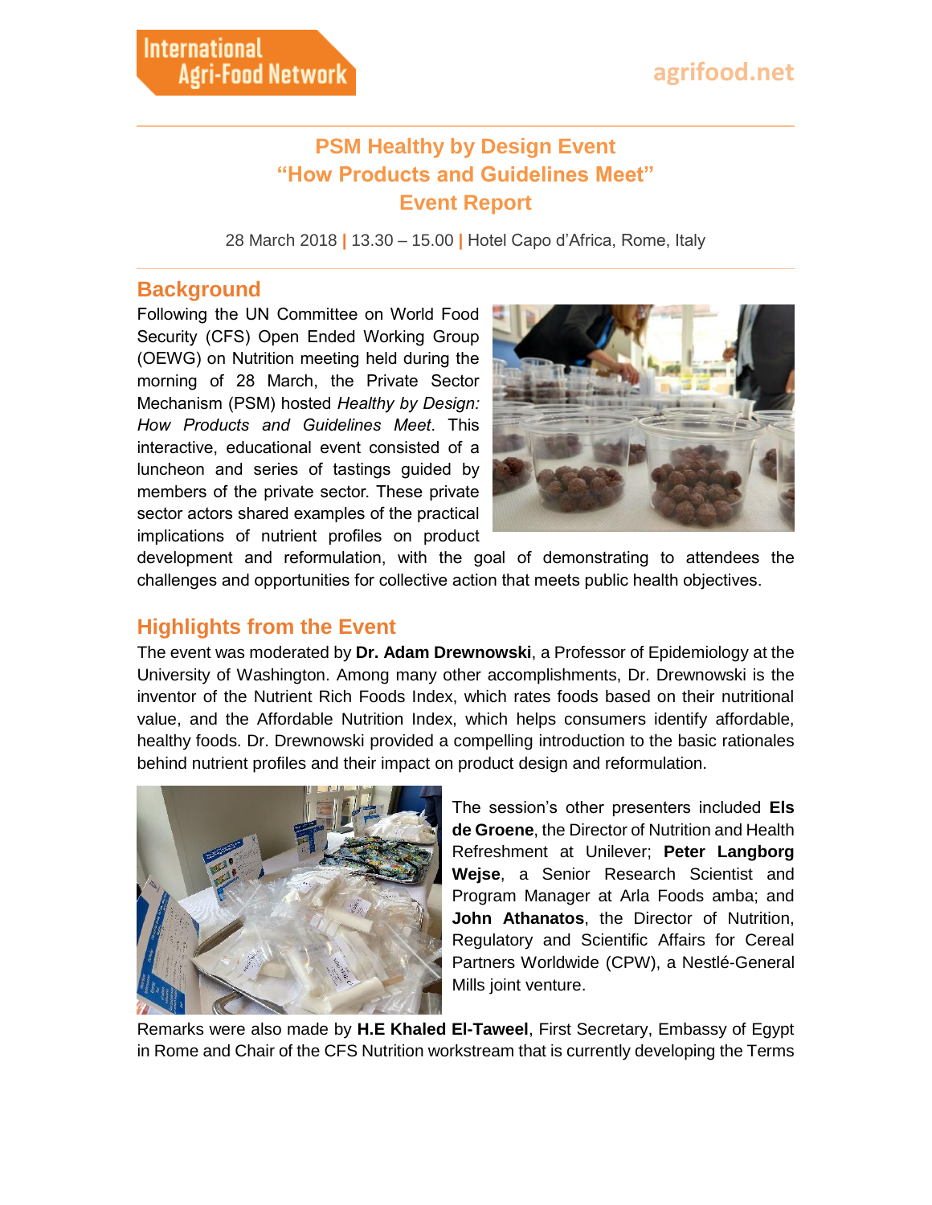# PSM Healthy by Design Event
# "How Products and Guidelines Meet"
# Event Report

28 March 2018 | 13.30 – 15.00 | Hotel Capo d'Africa, Rome, Italy

## Background

Following the UN Committee on World Food Security (CFS) Open Ended Working Group (OEWG) on Nutrition meeting held during the morning of 28 March, the Private Sector Mechanism (PSM) hosted *Healthy by Design: How Products and Guidelines Meet*. This interactive, educational event consisted of a luncheon and series of tastings guided by members of the private sector. These private sector actors shared examples of the practical implications of nutrient profiles on product development and reformulation, with the goal of demonstrating to attendees the challenges and opportunities for collective action that meets public health objectives.

## Highlights from the Event

The event was moderated by **Dr. Adam Drewnowski**, a Professor of Epidemiology at the University of Washington. Among many other accomplishments, Dr. Drewnowski is the inventor of the Nutrient Rich Foods Index, which rates foods based on their nutritional value, and the Affordable Nutrition Index, which helps consumers identify affordable, healthy foods. Dr. Drewnowski provided a compelling introduction to the basic rationales behind nutrient profiles and their impact on product design and reformulation.

The session's other presenters included **Els de Groene**, the Director of Nutrition and Health Refreshment at Unilever; **Peter Langborg Wejse**, a Senior Research Scientist and Program Manager at Arla Foods amba; and **John Athanatos**, the Director of Nutrition, Regulatory and Scientific Affairs for Cereal Partners Worldwide (CPW), a Nestlé-General Mills joint venture.

Remarks were also made by **H.E Khaled El-Taweel**, First Secretary, Embassy of Egypt in Rome and Chair of the CFS Nutrition workstream that is currently developing the Terms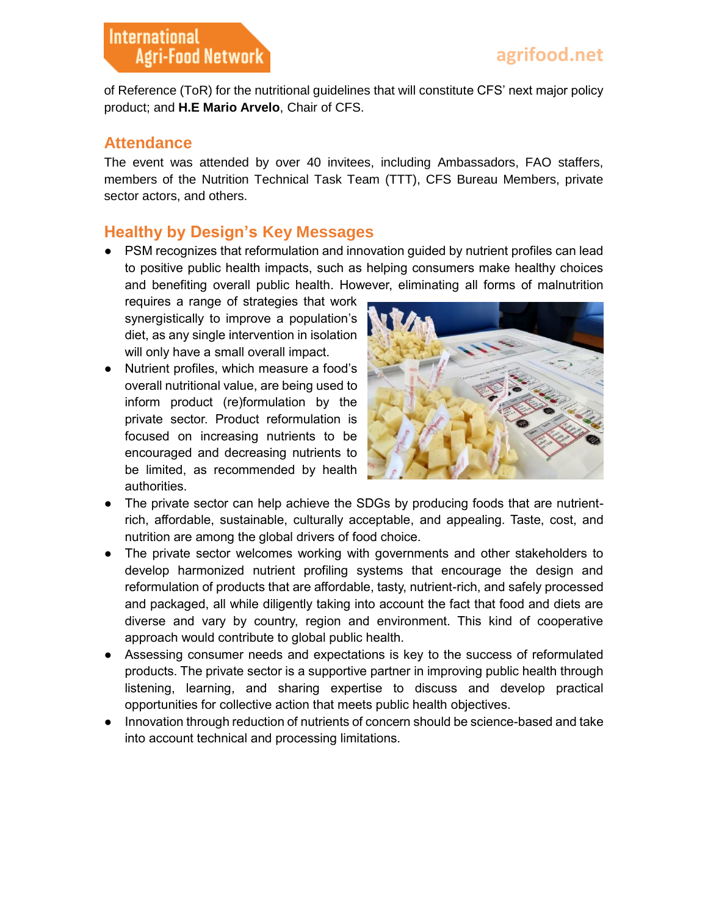of Reference (ToR) for the nutritional guidelines that will constitute CFS' next major policy product; and **H.E Mario Arvelo**, Chair of CFS.

## Attendance

The event was attended by over 40 invitees, including Ambassadors, FAO staffers, members of the Nutrition Technical Task Team (TTT), CFS Bureau Members, private sector actors, and others.

## Healthy by Design's Key Messages

- PSM recognizes that reformulation and innovation guided by nutrient profiles can lead to positive public health impacts, such as helping consumers make healthy choices and benefiting overall public health. However, eliminating all forms of malnutrition requires a range of strategies that work synergistically to improve a population's diet, as any single intervention in isolation will only have a small overall impact.
- Nutrient profiles, which measure a food's overall nutritional value, are being used to inform product (re)formulation by the private sector. Product reformulation is focused on increasing nutrients to be encouraged and decreasing nutrients to be limited, as recommended by health authorities.
- The private sector can help achieve the SDGs by producing foods that are nutrient-rich, affordable, sustainable, culturally acceptable, and appealing. Taste, cost, and nutrition are among the global drivers of food choice.
- The private sector welcomes working with governments and other stakeholders to develop harmonized nutrient profiling systems that encourage the design and reformulation of products that are affordable, tasty, nutrient-rich, and safely processed and packaged, all while diligently taking into account the fact that food and diets are diverse and vary by country, region and environment. This kind of cooperative approach would contribute to global public health.
- Assessing consumer needs and expectations is key to the success of reformulated products. The private sector is a supportive partner in improving public health through listening, learning, and sharing expertise to discuss and develop practical opportunities for collective action that meets public health objectives.
- Innovation through reduction of nutrients of concern should be science-based and take into account technical and processing limitations.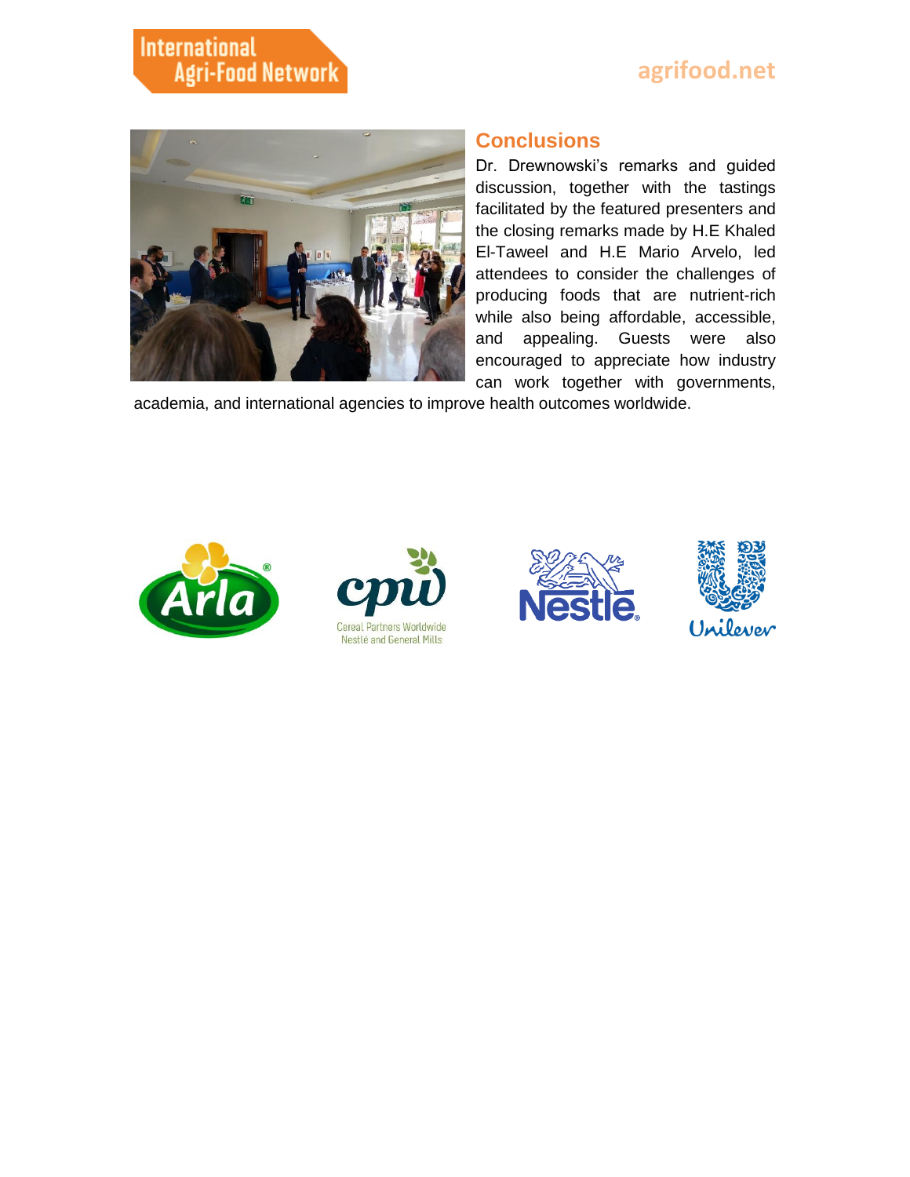## Conclusions

Dr. Drewnowski's remarks and guided discussion, together with the tastings facilitated by the featured presenters and the closing remarks made by H.E Khaled El-Taweel and H.E Mario Arvelo, led attendees to consider the challenges of producing foods that are nutrient-rich while also being affordable, accessible, and appealing. Guests were also encouraged to appreciate how industry can work together with governments, academia, and international agencies to improve health outcomes worldwide.